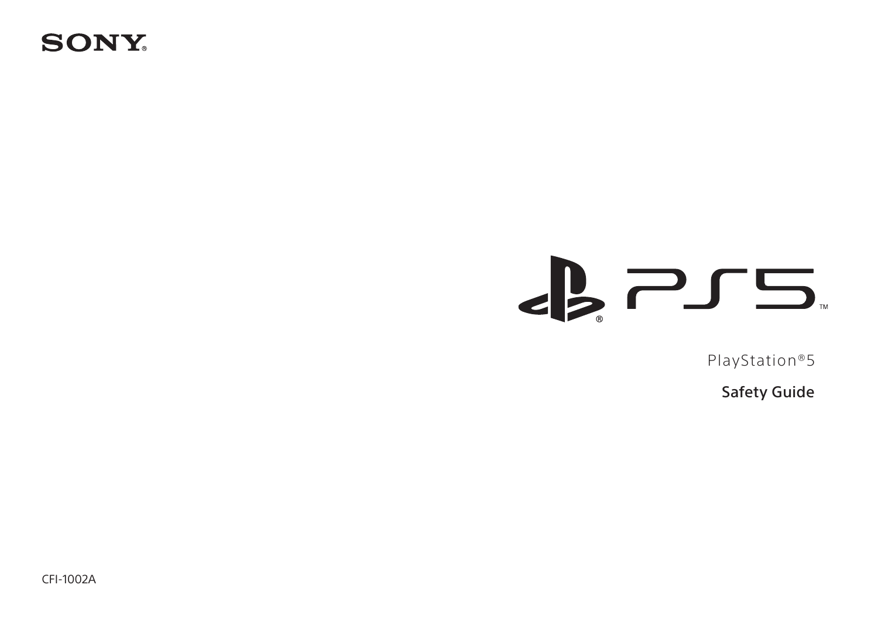SONY

PS5™

PlayStation®5

# Safety Guide

CFI-1002A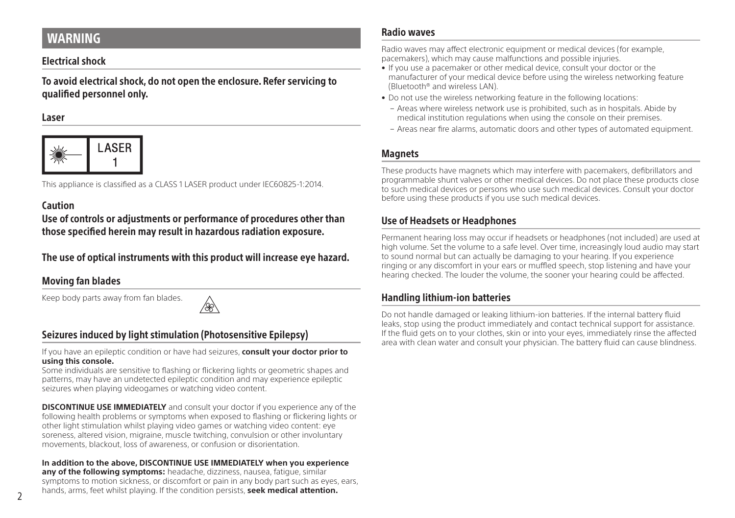# WARNING

## Electrical shock

**To avoid electrical shock, do not open the enclosure. Refer servicing to qualified personnel only.**

## Laser

LASER 1

This appliance is classified as a CLASS 1 LASER product under IEC60825-1:2014.

### Caution

**Use of controls or adjustments or performance of procedures other than those specified herein may result in hazardous radiation exposure.**

**The use of optical instruments with this product will increase eye hazard.**

## Moving fan blades

Keep body parts away from fan blades.

## Seizures induced by light stimulation (Photosensitive Epilepsy)

If you have an epileptic condition or have had seizures, **consult your doctor prior to using this console.**
Some individuals are sensitive to flashing or flickering lights or geometric shapes and patterns, may have an undetected epileptic condition and may experience epileptic seizures when playing videogames or watching video content.

**DISCONTINUE USE IMMEDIATELY** and consult your doctor if you experience any of the following health problems or symptoms when exposed to flashing or flickering lights or other light stimulation whilst playing video games or watching video content: eye soreness, altered vision, migraine, muscle twitching, convulsion or other involuntary movements, blackout, loss of awareness, or confusion or disorientation.

**In addition to the above, DISCONTINUE USE IMMEDIATELY when you experience any of the following symptoms:** headache, dizziness, nausea, fatigue, similar symptoms to motion sickness, or discomfort or pain in any body part such as eyes, ears, hands, arms, feet whilst playing. If the condition persists, **seek medical attention.**

## Radio waves

Radio waves may affect electronic equipment or medical devices (for example, pacemakers), which may cause malfunctions and possible injuries.

- If you use a pacemaker or other medical device, consult your doctor or the manufacturer of your medical device before using the wireless networking feature (Bluetooth® and wireless LAN).
- Do not use the wireless networking feature in the following locations:
  - Areas where wireless network use is prohibited, such as in hospitals. Abide by medical institution regulations when using the console on their premises.
  - Areas near fire alarms, automatic doors and other types of automated equipment.

## Magnets

These products have magnets which may interfere with pacemakers, defibrillators and programmable shunt valves or other medical devices. Do not place these products close to such medical devices or persons who use such medical devices. Consult your doctor before using these products if you use such medical devices.

## Use of Headsets or Headphones

Permanent hearing loss may occur if headsets or headphones (not included) are used at high volume. Set the volume to a safe level. Over time, increasingly loud audio may start to sound normal but can actually be damaging to your hearing. If you experience ringing or any discomfort in your ears or muffled speech, stop listening and have your hearing checked. The louder the volume, the sooner your hearing could be affected.

## Handling lithium-ion batteries

Do not handle damaged or leaking lithium-ion batteries. If the internal battery fluid leaks, stop using the product immediately and contact technical support for assistance. If the fluid gets on to your clothes, skin or into your eyes, immediately rinse the affected area with clean water and consult your physician. The battery fluid can cause blindness.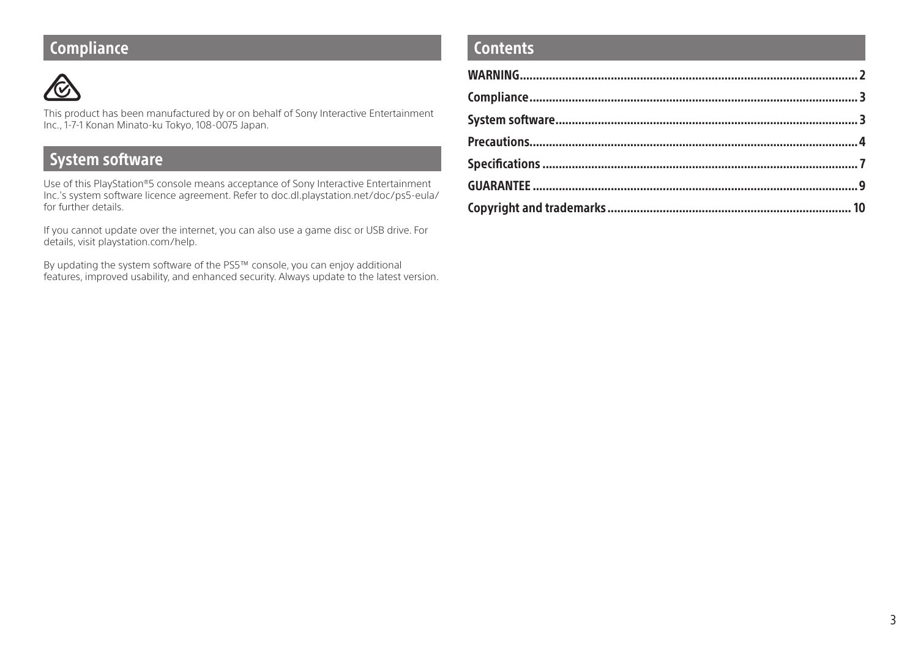## Compliance

This product has been manufactured by or on behalf of Sony Interactive Entertainment Inc., 1-7-1 Konan Minato-ku Tokyo, 108-0075 Japan.

## System software

Use of this PlayStation®5 console means acceptance of Sony Interactive Entertainment Inc.'s system software licence agreement. Refer to doc.dl.playstation.net/doc/ps5-eula/ for further details.

If you cannot update over the internet, you can also use a game disc or USB drive. For details, visit playstation.com/help.

By updating the system software of the PS5™ console, you can enjoy additional features, improved usability, and enhanced security. Always update to the latest version.

## Contents

**WARNING** .......... **2**
**Compliance** .......... **3**
**System software** .......... **3**
**Precautions** .......... **4**
**Specifications** .......... **7**
**GUARANTEE** .......... **9**
**Copyright and trademarks** .......... **10**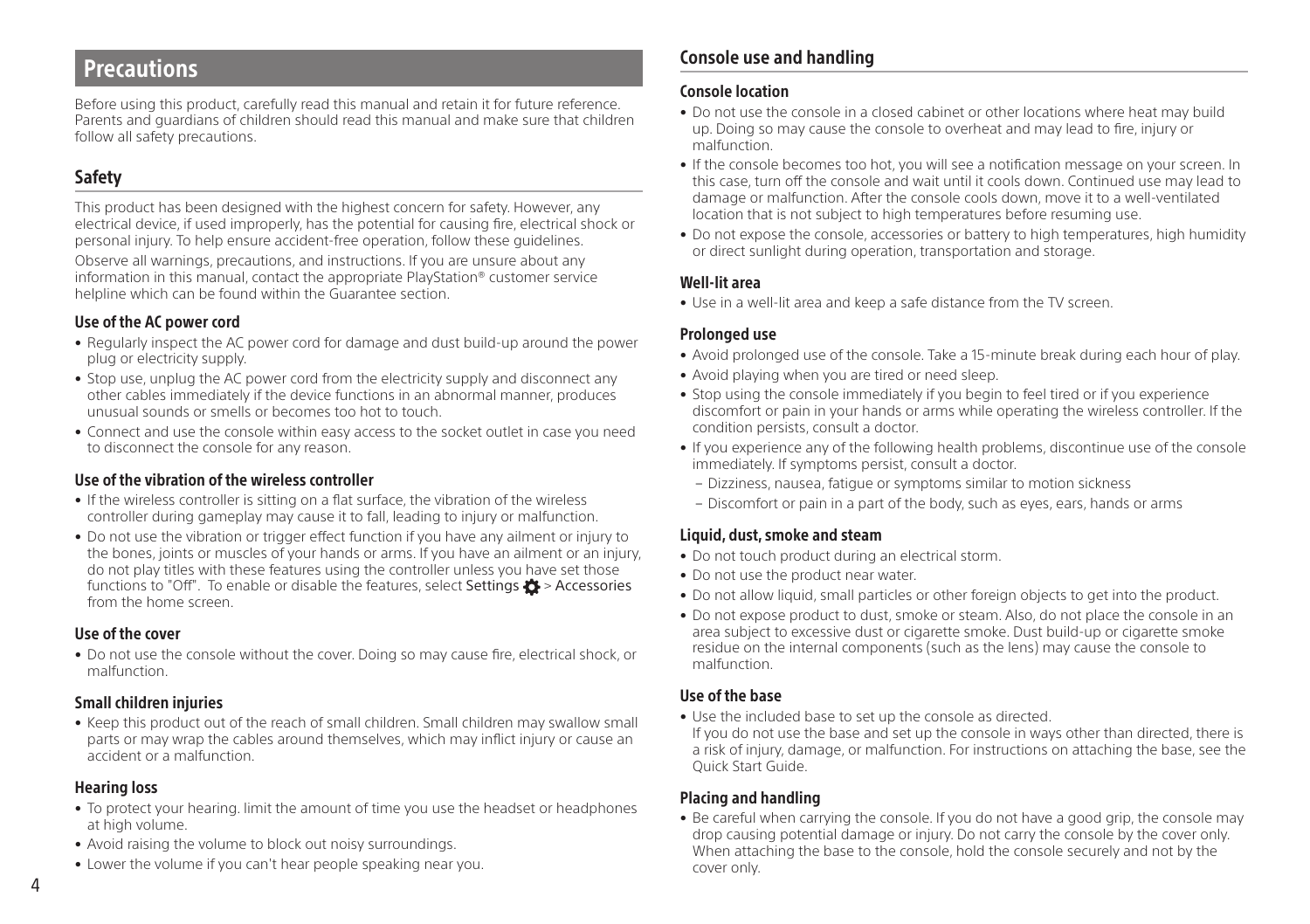# Precautions

Before using this product, carefully read this manual and retain it for future reference. Parents and guardians of children should read this manual and make sure that children follow all safety precautions.

## Safety

This product has been designed with the highest concern for safety. However, any electrical device, if used improperly, has the potential for causing fire, electrical shock or personal injury. To help ensure accident-free operation, follow these guidelines.

Observe all warnings, precautions, and instructions. If you are unsure about any information in this manual, contact the appropriate PlayStation® customer service helpline which can be found within the Guarantee section.

### Use of the AC power cord

- Regularly inspect the AC power cord for damage and dust build-up around the power plug or electricity supply.
- Stop use, unplug the AC power cord from the electricity supply and disconnect any other cables immediately if the device functions in an abnormal manner, produces unusual sounds or smells or becomes too hot to touch.
- Connect and use the console within easy access to the socket outlet in case you need to disconnect the console for any reason.

### Use of the vibration of the wireless controller

- If the wireless controller is sitting on a flat surface, the vibration of the wireless controller during gameplay may cause it to fall, leading to injury or malfunction.
- Do not use the vibration or trigger effect function if you have any ailment or injury to the bones, joints or muscles of your hands or arms. If you have an ailment or an injury, do not play titles with these features using the controller unless you have set those functions to "Off". To enable or disable the features, select Settings > Accessories from the home screen.

### Use of the cover

- Do not use the console without the cover. Doing so may cause fire, electrical shock, or malfunction.

### Small children injuries

- Keep this product out of the reach of small children. Small children may swallow small parts or may wrap the cables around themselves, which may inflict injury or cause an accident or a malfunction.

### Hearing loss

- To protect your hearing. limit the amount of time you use the headset or headphones at high volume.
- Avoid raising the volume to block out noisy surroundings.
- Lower the volume if you can't hear people speaking near you.

## Console use and handling

### Console location

- Do not use the console in a closed cabinet or other locations where heat may build up. Doing so may cause the console to overheat and may lead to fire, injury or malfunction.
- If the console becomes too hot, you will see a notification message on your screen. In this case, turn off the console and wait until it cools down. Continued use may lead to damage or malfunction. After the console cools down, move it to a well-ventilated location that is not subject to high temperatures before resuming use.
- Do not expose the console, accessories or battery to high temperatures, high humidity or direct sunlight during operation, transportation and storage.

### Well-lit area

- Use in a well-lit area and keep a safe distance from the TV screen.

### Prolonged use

- Avoid prolonged use of the console. Take a 15-minute break during each hour of play.
- Avoid playing when you are tired or need sleep.
- Stop using the console immediately if you begin to feel tired or if you experience discomfort or pain in your hands or arms while operating the wireless controller. If the condition persists, consult a doctor.
- If you experience any of the following health problems, discontinue use of the console immediately. If symptoms persist, consult a doctor.
  - Dizziness, nausea, fatigue or symptoms similar to motion sickness
  - Discomfort or pain in a part of the body, such as eyes, ears, hands or arms

### Liquid, dust, smoke and steam

- Do not touch product during an electrical storm.
- Do not use the product near water.
- Do not allow liquid, small particles or other foreign objects to get into the product.
- Do not expose product to dust, smoke or steam. Also, do not place the console in an area subject to excessive dust or cigarette smoke. Dust build-up or cigarette smoke residue on the internal components (such as the lens) may cause the console to malfunction.

### Use of the base

- Use the included base to set up the console as directed.
  If you do not use the base and set up the console in ways other than directed, there is a risk of injury, damage, or malfunction. For instructions on attaching the base, see the Quick Start Guide.

### Placing and handling

- Be careful when carrying the console. If you do not have a good grip, the console may drop causing potential damage or injury. Do not carry the console by the cover only. When attaching the base to the console, hold the console securely and not by the cover only.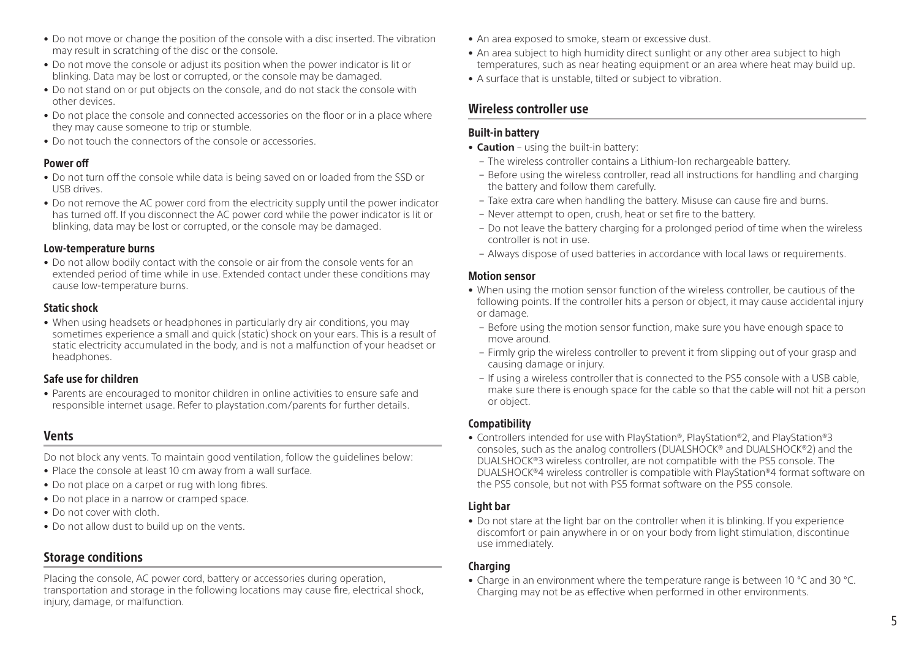- Do not move or change the position of the console with a disc inserted. The vibration may result in scratching of the disc or the console.
- Do not move the console or adjust its position when the power indicator is lit or blinking. Data may be lost or corrupted, or the console may be damaged.
- Do not stand on or put objects on the console, and do not stack the console with other devices.
- Do not place the console and connected accessories on the floor or in a place where they may cause someone to trip or stumble.
- Do not touch the connectors of the console or accessories.

### Power off

- Do not turn off the console while data is being saved on or loaded from the SSD or USB drives.
- Do not remove the AC power cord from the electricity supply until the power indicator has turned off. If you disconnect the AC power cord while the power indicator is lit or blinking, data may be lost or corrupted, or the console may be damaged.

### Low-temperature burns

- Do not allow bodily contact with the console or air from the console vents for an extended period of time while in use. Extended contact under these conditions may cause low-temperature burns.

### Static shock

- When using headsets or headphones in particularly dry air conditions, you may sometimes experience a small and quick (static) shock on your ears. This is a result of static electricity accumulated in the body, and is not a malfunction of your headset or headphones.

### Safe use for children

- Parents are encouraged to monitor children in online activities to ensure safe and responsible internet usage. Refer to playstation.com/parents for further details.

## Vents

Do not block any vents. To maintain good ventilation, follow the guidelines below:

- Place the console at least 10 cm away from a wall surface.
- Do not place on a carpet or rug with long fibres.
- Do not place in a narrow or cramped space.
- Do not cover with cloth.
- Do not allow dust to build up on the vents.

## Storage conditions

Placing the console, AC power cord, battery or accessories during operation, transportation and storage in the following locations may cause fire, electrical shock, injury, damage, or malfunction.

- An area exposed to smoke, steam or excessive dust.
- An area subject to high humidity direct sunlight or any other area subject to high temperatures, such as near heating equipment or an area where heat may build up.
- A surface that is unstable, tilted or subject to vibration.

## Wireless controller use

### Built-in battery

- **Caution** – using the built-in battery:
  - The wireless controller contains a Lithium-Ion rechargeable battery.
  - Before using the wireless controller, read all instructions for handling and charging the battery and follow them carefully.
  - Take extra care when handling the battery. Misuse can cause fire and burns.
  - Never attempt to open, crush, heat or set fire to the battery.
  - Do not leave the battery charging for a prolonged period of time when the wireless controller is not in use.
  - Always dispose of used batteries in accordance with local laws or requirements.

### Motion sensor

- When using the motion sensor function of the wireless controller, be cautious of the following points. If the controller hits a person or object, it may cause accidental injury or damage.
  - Before using the motion sensor function, make sure you have enough space to move around.
  - Firmly grip the wireless controller to prevent it from slipping out of your grasp and causing damage or injury.
  - If using a wireless controller that is connected to the PS5 console with a USB cable, make sure there is enough space for the cable so that the cable will not hit a person or object.

### Compatibility

- Controllers intended for use with PlayStation®, PlayStation®2, and PlayStation®3 consoles, such as the analog controllers (DUALSHOCK® and DUALSHOCK®2) and the DUALSHOCK®3 wireless controller, are not compatible with the PS5 console. The DUALSHOCK®4 wireless controller is compatible with PlayStation®4 format software on the PS5 console, but not with PS5 format software on the PS5 console.

### Light bar

- Do not stare at the light bar on the controller when it is blinking. If you experience discomfort or pain anywhere in or on your body from light stimulation, discontinue use immediately.

### Charging

- Charge in an environment where the temperature range is between 10 °C and 30 °C. Charging may not be as effective when performed in other environments.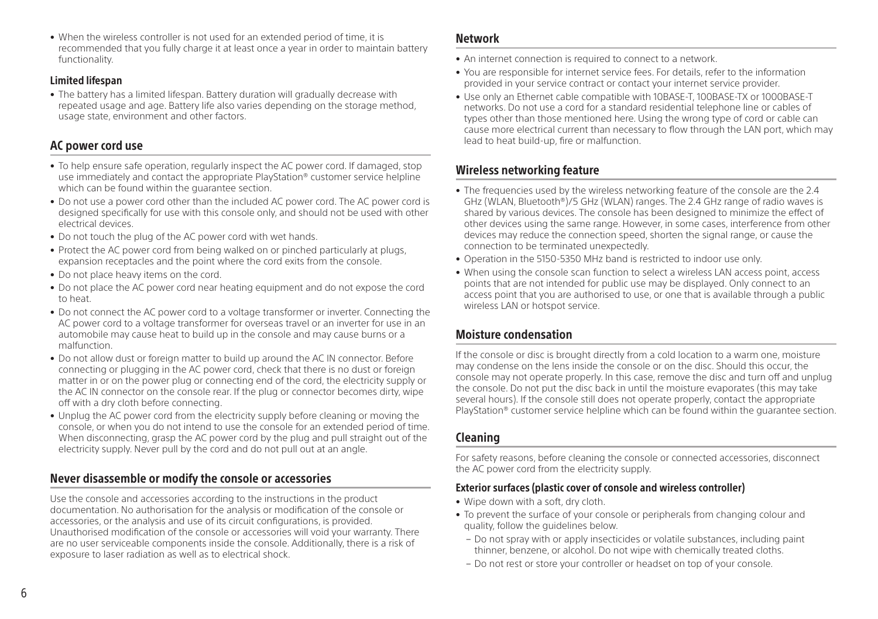- When the wireless controller is not used for an extended period of time, it is recommended that you fully charge it at least once a year in order to maintain battery functionality.

### Limited lifespan

- The battery has a limited lifespan. Battery duration will gradually decrease with repeated usage and age. Battery life also varies depending on the storage method, usage state, environment and other factors.

## AC power cord use

- To help ensure safe operation, regularly inspect the AC power cord. If damaged, stop use immediately and contact the appropriate PlayStation® customer service helpline which can be found within the guarantee section.
- Do not use a power cord other than the included AC power cord. The AC power cord is designed specifically for use with this console only, and should not be used with other electrical devices.
- Do not touch the plug of the AC power cord with wet hands.
- Protect the AC power cord from being walked on or pinched particularly at plugs, expansion receptacles and the point where the cord exits from the console.
- Do not place heavy items on the cord.
- Do not place the AC power cord near heating equipment and do not expose the cord to heat.
- Do not connect the AC power cord to a voltage transformer or inverter. Connecting the AC power cord to a voltage transformer for overseas travel or an inverter for use in an automobile may cause heat to build up in the console and may cause burns or a malfunction.
- Do not allow dust or foreign matter to build up around the AC IN connector. Before connecting or plugging in the AC power cord, check that there is no dust or foreign matter in or on the power plug or connecting end of the cord, the electricity supply or the AC IN connector on the console rear. If the plug or connector becomes dirty, wipe off with a dry cloth before connecting.
- Unplug the AC power cord from the electricity supply before cleaning or moving the console, or when you do not intend to use the console for an extended period of time. When disconnecting, grasp the AC power cord by the plug and pull straight out of the electricity supply. Never pull by the cord and do not pull out at an angle.

## Never disassemble or modify the console or accessories

Use the console and accessories according to the instructions in the product documentation. No authorisation for the analysis or modification of the console or accessories, or the analysis and use of its circuit configurations, is provided. Unauthorised modification of the console or accessories will void your warranty. There are no user serviceable components inside the console. Additionally, there is a risk of exposure to laser radiation as well as to electrical shock.

## Network

- An internet connection is required to connect to a network.
- You are responsible for internet service fees. For details, refer to the information provided in your service contract or contact your internet service provider.
- Use only an Ethernet cable compatible with 10BASE-T, 100BASE-TX or 1000BASE-T networks. Do not use a cord for a standard residential telephone line or cables of types other than those mentioned here. Using the wrong type of cord or cable can cause more electrical current than necessary to flow through the LAN port, which may lead to heat build-up, fire or malfunction.

## Wireless networking feature

- The frequencies used by the wireless networking feature of the console are the 2.4 GHz (WLAN, Bluetooth®)/5 GHz (WLAN) ranges. The 2.4 GHz range of radio waves is shared by various devices. The console has been designed to minimize the effect of other devices using the same range. However, in some cases, interference from other devices may reduce the connection speed, shorten the signal range, or cause the connection to be terminated unexpectedly.
- Operation in the 5150-5350 MHz band is restricted to indoor use only.
- When using the console scan function to select a wireless LAN access point, access points that are not intended for public use may be displayed. Only connect to an access point that you are authorised to use, or one that is available through a public wireless LAN or hotspot service.

## Moisture condensation

If the console or disc is brought directly from a cold location to a warm one, moisture may condense on the lens inside the console or on the disc. Should this occur, the console may not operate properly. In this case, remove the disc and turn off and unplug the console. Do not put the disc back in until the moisture evaporates (this may take several hours). If the console still does not operate properly, contact the appropriate PlayStation® customer service helpline which can be found within the guarantee section.

## Cleaning

For safety reasons, before cleaning the console or connected accessories, disconnect the AC power cord from the electricity supply.

### Exterior surfaces (plastic cover of console and wireless controller)

- Wipe down with a soft, dry cloth.
- To prevent the surface of your console or peripherals from changing colour and quality, follow the guidelines below.
  - Do not spray with or apply insecticides or volatile substances, including paint thinner, benzene, or alcohol. Do not wipe with chemically treated cloths.
  - Do not rest or store your controller or headset on top of your console.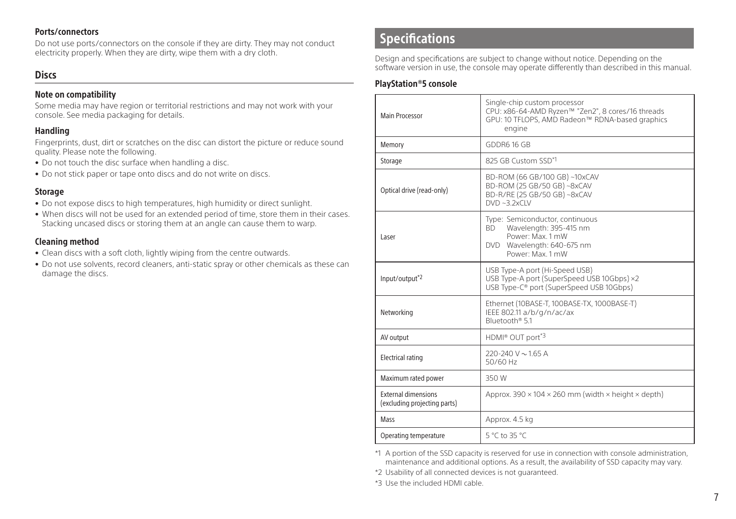#### Ports/connectors

Do not use ports/connectors on the console if they are dirty. They may not conduct electricity properly. When they are dirty, wipe them with a dry cloth.

### Discs

#### Note on compatibility

Some media may have region or territorial restrictions and may not work with your console. See media packaging for details.

#### Handling

Fingerprints, dust, dirt or scratches on the disc can distort the picture or reduce sound quality. Please note the following.

- Do not touch the disc surface when handling a disc.
- Do not stick paper or tape onto discs and do not write on discs.

#### Storage

- Do not expose discs to high temperatures, high humidity or direct sunlight.
- When discs will not be used for an extended period of time, store them in their cases. Stacking uncased discs or storing them at an angle can cause them to warp.

#### Cleaning method

- Clean discs with a soft cloth, lightly wiping from the centre outwards.
- Do not use solvents, record cleaners, anti-static spray or other chemicals as these can damage the discs.

## Specifications

Design and specifications are subject to change without notice. Depending on the software version in use, the console may operate differently than described in this manual.

#### PlayStation®5 console

| | |
|---|---|
| Main Processor | Single-chip custom processor<br>CPU: x86-64-AMD Ryzen™ "Zen2", 8 cores/16 threads<br>GPU: 10 TFLOPS, AMD Radeon™ RDNA-based graphics engine |
| Memory | GDDR6 16 GB |
| Storage | 825 GB Custom SSD*1 |
| Optical drive (read-only) | BD-ROM (66 GB/100 GB) ~10xCAV<br>BD-ROM (25 GB/50 GB) ~8xCAV<br>BD-R/RE (25 GB/50 GB) ~8xCAV<br>DVD ~3.2xCLV |
| Laser | Type: Semiconductor, continuous<br>BD Wavelength: 395-415 nm<br>Power: Max. 1 mW<br>DVD Wavelength: 640-675 nm<br>Power: Max. 1 mW |
| Input/output*2 | USB Type-A port (Hi-Speed USB)<br>USB Type-A port (SuperSpeed USB 10Gbps) ×2<br>USB Type-C® port (SuperSpeed USB 10Gbps) |
| Networking | Ethernet (10BASE-T, 100BASE-TX, 1000BASE-T)<br>IEEE 802.11 a/b/g/n/ac/ax<br>Bluetooth® 5.1 |
| AV output | HDMI® OUT port*3 |
| Electrical rating | 220-240 V ~ 1.65 A<br>50/60 Hz |
| Maximum rated power | 350 W |
| External dimensions (excluding projecting parts) | Approx. 390 × 104 × 260 mm (width × height × depth) |
| Mass | Approx. 4.5 kg |
| Operating temperature | 5 °C to 35 °C |

*1 A portion of the SSD capacity is reserved for use in connection with console administration, maintenance and additional options. As a result, the availability of SSD capacity may vary.

*2 Usability of all connected devices is not guaranteed.

*3 Use the included HDMI cable.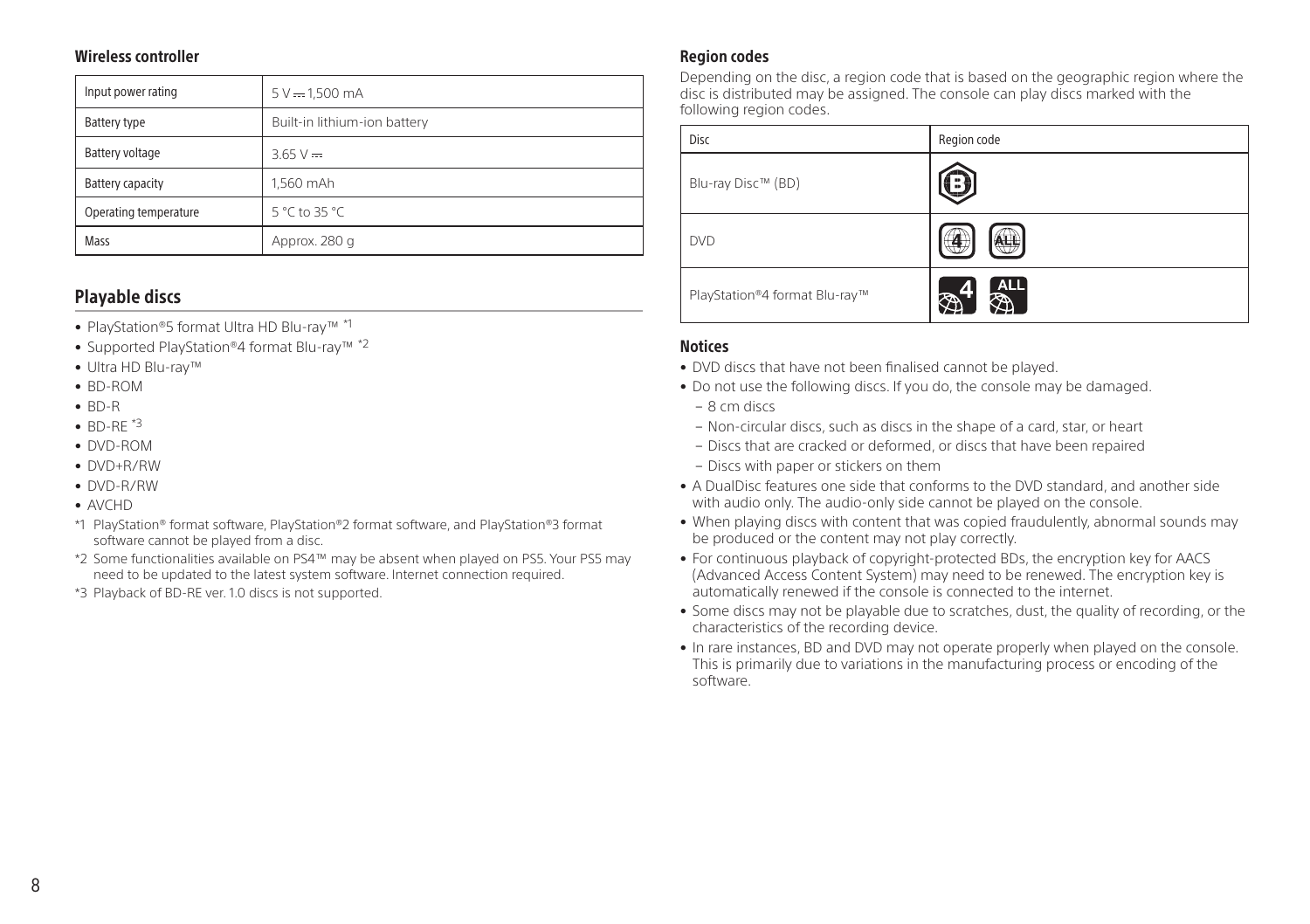### Wireless controller

| Input power rating | 5 V ⎓ 1,500 mA |
|---|---|
| Battery type | Built-in lithium-ion battery |
| Battery voltage | 3.65 V ⎓ |
| Battery capacity | 1,560 mAh |
| Operating temperature | 5 °C to 35 °C |
| Mass | Approx. 280 g |

## Playable discs

- PlayStation®5 format Ultra HD Blu-ray™ *1
- Supported PlayStation®4 format Blu-ray™ *2
- Ultra HD Blu-ray™
- BD-ROM
- BD-R
- BD-RE *3
- DVD-ROM
- DVD+R/RW
- DVD-R/RW
- AVCHD

*1 PlayStation® format software, PlayStation®2 format software, and PlayStation®3 format software cannot be played from a disc.

*2 Some functionalities available on PS4™ may be absent when played on PS5. Your PS5 may need to be updated to the latest system software. Internet connection required.

*3 Playback of BD-RE ver. 1.0 discs is not supported.

### Region codes

Depending on the disc, a region code that is based on the geographic region where the disc is distributed may be assigned. The console can play discs marked with the following region codes.

| Disc | Region code |
|---|---|
| Blu-ray Disc™ (BD) | B |
| DVD | 4, ALL |
| PlayStation®4 format Blu-ray™ | 4, ALL |

### Notices

- DVD discs that have not been finalised cannot be played.
- Do not use the following discs. If you do, the console may be damaged.
  - 8 cm discs
  - Non-circular discs, such as discs in the shape of a card, star, or heart
  - Discs that are cracked or deformed, or discs that have been repaired
  - Discs with paper or stickers on them
- A DualDisc features one side that conforms to the DVD standard, and another side with audio only. The audio-only side cannot be played on the console.
- When playing discs with content that was copied fraudulently, abnormal sounds may be produced or the content may not play correctly.
- For continuous playback of copyright-protected BDs, the encryption key for AACS (Advanced Access Content System) may need to be renewed. The encryption key is automatically renewed if the console is connected to the internet.
- Some discs may not be playable due to scratches, dust, the quality of recording, or the characteristics of the recording device.
- In rare instances, BD and DVD may not operate properly when played on the console. This is primarily due to variations in the manufacturing process or encoding of the software.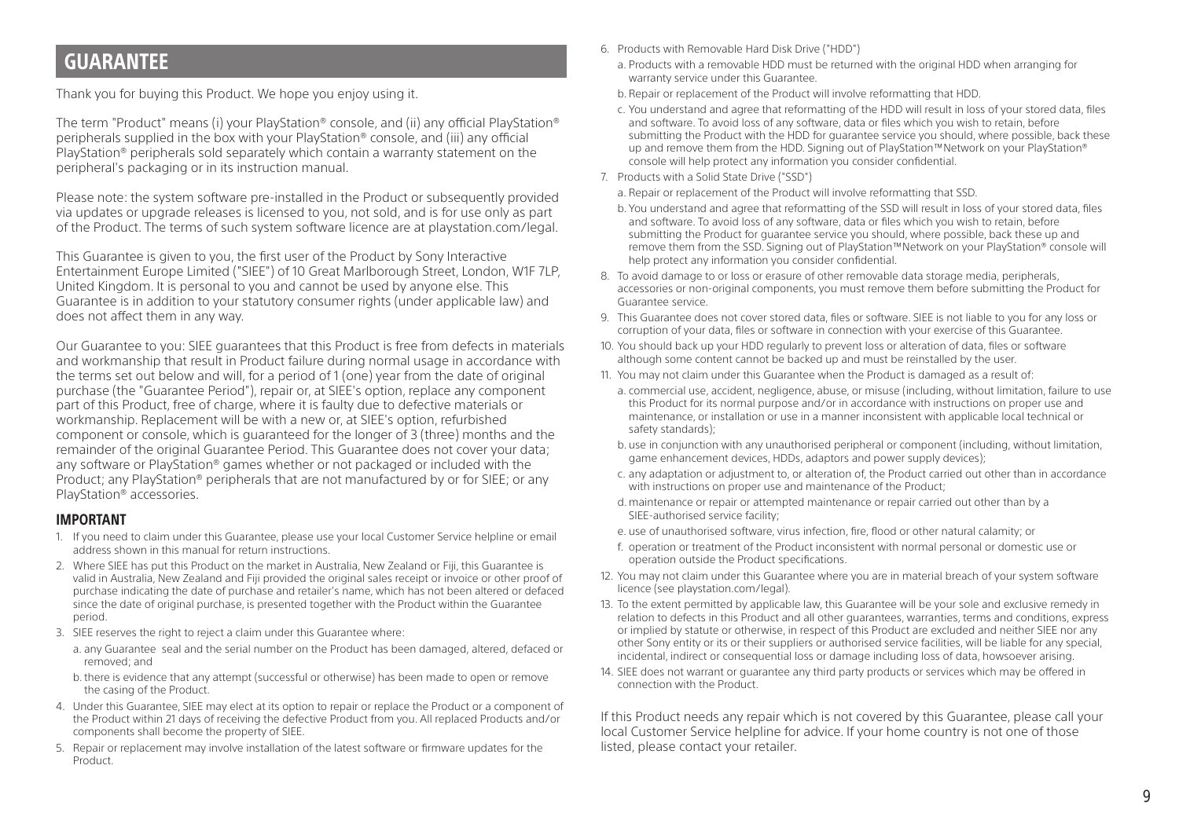# GUARANTEE

Thank you for buying this Product. We hope you enjoy using it.

The term "Product" means (i) your PlayStation® console, and (ii) any official PlayStation® peripherals supplied in the box with your PlayStation® console, and (iii) any official PlayStation® peripherals sold separately which contain a warranty statement on the peripheral's packaging or in its instruction manual.

Please note: the system software pre-installed in the Product or subsequently provided via updates or upgrade releases is licensed to you, not sold, and is for use only as part of the Product. The terms of such system software licence are at playstation.com/legal.

This Guarantee is given to you, the first user of the Product by Sony Interactive Entertainment Europe Limited ("SIEE") of 10 Great Marlborough Street, London, W1F 7LP, United Kingdom. It is personal to you and cannot be used by anyone else. This Guarantee is in addition to your statutory consumer rights (under applicable law) and does not affect them in any way.

Our Guarantee to you: SIEE guarantees that this Product is free from defects in materials and workmanship that result in Product failure during normal usage in accordance with the terms set out below and will, for a period of 1 (one) year from the date of original purchase (the "Guarantee Period"), repair or, at SIEE's option, replace any component part of this Product, free of charge, where it is faulty due to defective materials or workmanship. Replacement will be with a new or, at SIEE's option, refurbished component or console, which is guaranteed for the longer of 3 (three) months and the remainder of the original Guarantee Period. This Guarantee does not cover your data; any software or PlayStation® games whether or not packaged or included with the Product; any PlayStation® peripherals that are not manufactured by or for SIEE; or any PlayStation® accessories.

## IMPORTANT

1. If you need to claim under this Guarantee, please use your local Customer Service helpline or email address shown in this manual for return instructions.
2. Where SIEE has put this Product on the market in Australia, New Zealand or Fiji, this Guarantee is valid in Australia, New Zealand and Fiji provided the original sales receipt or invoice or other proof of purchase indicating the date of purchase and retailer's name, which has not been altered or defaced since the date of original purchase, is presented together with the Product within the Guarantee period.
3. SIEE reserves the right to reject a claim under this Guarantee where:
   a. any Guarantee seal and the serial number on the Product has been damaged, altered, defaced or removed; and
   b. there is evidence that any attempt (successful or otherwise) has been made to open or remove the casing of the Product.
4. Under this Guarantee, SIEE may elect at its option to repair or replace the Product or a component of the Product within 21 days of receiving the defective Product from you. All replaced Products and/or components shall become the property of SIEE.
5. Repair or replacement may involve installation of the latest software or firmware updates for the Product.
6. Products with Removable Hard Disk Drive ("HDD")
   a. Products with a removable HDD must be returned with the original HDD when arranging for warranty service under this Guarantee.
   b. Repair or replacement of the Product will involve reformatting that HDD.
   c. You understand and agree that reformatting of the HDD will result in loss of your stored data, files and software. To avoid loss of any software, data or files which you wish to retain, before submitting the Product with the HDD for guarantee service you should, where possible, back these up and remove them from the HDD. Signing out of PlayStation™Network on your PlayStation® console will help protect any information you consider confidential.
7. Products with a Solid State Drive ("SSD")
   a. Repair or replacement of the Product will involve reformatting that SSD.
   b. You understand and agree that reformatting of the SSD will result in loss of your stored data, files and software. To avoid loss of any software, data or files which you wish to retain, before submitting the Product for guarantee service you should, where possible, back these up and remove them from the SSD. Signing out of PlayStation™Network on your PlayStation® console will help protect any information you consider confidential.
8. To avoid damage to or loss or erasure of other removable data storage media, peripherals, accessories or non-original components, you must remove them before submitting the Product for Guarantee service.
9. This Guarantee does not cover stored data, files or software. SIEE is not liable to you for any loss or corruption of your data, files or software in connection with your exercise of this Guarantee.
10. You should back up your HDD regularly to prevent loss or alteration of data, files or software although some content cannot be backed up and must be reinstalled by the user.
11. You may not claim under this Guarantee when the Product is damaged as a result of:
    a. commercial use, accident, negligence, abuse, or misuse (including, without limitation, failure to use this Product for its normal purpose and/or in accordance with instructions on proper use and maintenance, or installation or use in a manner inconsistent with applicable local technical or safety standards);
    b. use in conjunction with any unauthorised peripheral or component (including, without limitation, game enhancement devices, HDDs, adaptors and power supply devices);
    c. any adaptation or adjustment to, or alteration of, the Product carried out other than in accordance with instructions on proper use and maintenance of the Product;
    d. maintenance or repair or attempted maintenance or repair carried out other than by a SIEE-authorised service facility;
    e. use of unauthorised software, virus infection, fire, flood or other natural calamity; or
    f. operation or treatment of the Product inconsistent with normal personal or domestic use or operation outside the Product specifications.
12. You may not claim under this Guarantee where you are in material breach of your system software licence (see playstation.com/legal).
13. To the extent permitted by applicable law, this Guarantee will be your sole and exclusive remedy in relation to defects in this Product and all other guarantees, warranties, terms and conditions, express or implied by statute or otherwise, in respect of this Product are excluded and neither SIEE nor any other Sony entity or its or their suppliers or authorised service facilities, will be liable for any special, incidental, indirect or consequential loss or damage including loss of data, howsoever arising.
14. SIEE does not warrant or guarantee any third party products or services which may be offered in connection with the Product.

If this Product needs any repair which is not covered by this Guarantee, please call your local Customer Service helpline for advice. If your home country is not one of those listed, please contact your retailer.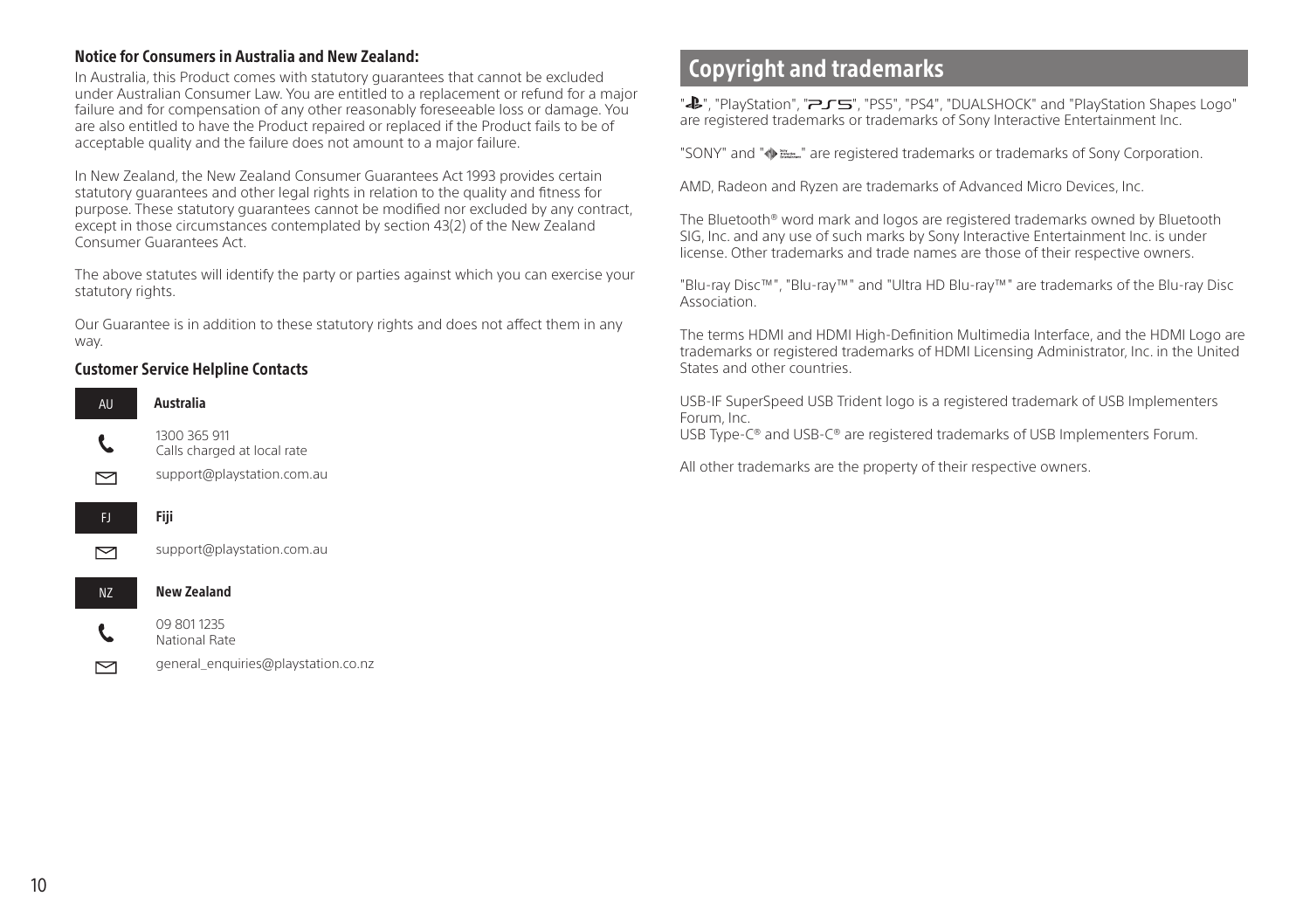### Notice for Consumers in Australia and New Zealand:

In Australia, this Product comes with statutory guarantees that cannot be excluded under Australian Consumer Law. You are entitled to a replacement or refund for a major failure and for compensation of any other reasonably foreseeable loss or damage. You are also entitled to have the Product repaired or replaced if the Product fails to be of acceptable quality and the failure does not amount to a major failure.

In New Zealand, the New Zealand Consumer Guarantees Act 1993 provides certain statutory guarantees and other legal rights in relation to the quality and fitness for purpose. These statutory guarantees cannot be modified nor excluded by any contract, except in those circumstances contemplated by section 43(2) of the New Zealand Consumer Guarantees Act.

The above statutes will identify the party or parties against which you can exercise your statutory rights.

Our Guarantee is in addition to these statutory rights and does not affect them in any way.

### Customer Service Helpline Contacts

AU **Australia**

1300 365 911
Calls charged at local rate

support@playstation.com.au

FJ **Fiji**

support@playstation.com.au

NZ **New Zealand**

09 801 1235
National Rate

general_enquiries@playstation.co.nz

## Copyright and trademarks

"PlayStation Shapes Logo", "PlayStation", "PS5 logo", "PS5", "PS4", "DUALSHOCK" and "PlayStation Shapes Logo" are registered trademarks or trademarks of Sony Interactive Entertainment Inc.

"SONY" and "Sony Interactive Entertainment logo" are registered trademarks or trademarks of Sony Corporation.

AMD, Radeon and Ryzen are trademarks of Advanced Micro Devices, Inc.

The Bluetooth® word mark and logos are registered trademarks owned by Bluetooth SIG, Inc. and any use of such marks by Sony Interactive Entertainment Inc. is under license. Other trademarks and trade names are those of their respective owners.

"Blu-ray Disc™", "Blu-ray™" and "Ultra HD Blu-ray™" are trademarks of the Blu-ray Disc Association.

The terms HDMI and HDMI High-Definition Multimedia Interface, and the HDMI Logo are trademarks or registered trademarks of HDMI Licensing Administrator, Inc. in the United States and other countries.

USB-IF SuperSpeed USB Trident logo is a registered trademark of USB Implementers Forum, Inc.
USB Type-C® and USB-C® are registered trademarks of USB Implementers Forum.

All other trademarks are the property of their respective owners.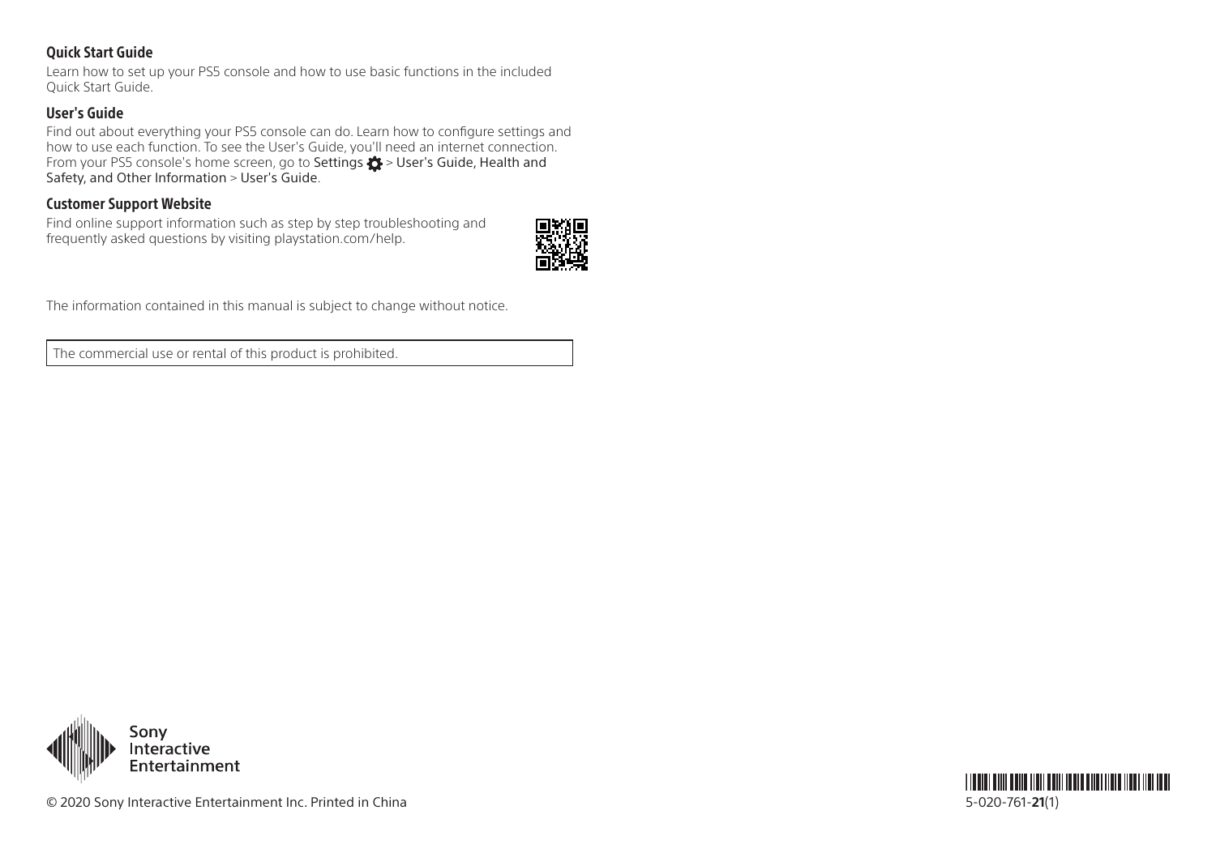### Quick Start Guide

Learn how to set up your PS5 console and how to use basic functions in the included Quick Start Guide.

### User's Guide

Find out about everything your PS5 console can do. Learn how to configure settings and how to use each function. To see the User's Guide, you'll need an internet connection. From your PS5 console's home screen, go to Settings > User's Guide, Health and Safety, and Other Information > User's Guide.

### Customer Support Website

Find online support information such as step by step troubleshooting and frequently asked questions by visiting playstation.com/help.

The information contained in this manual is subject to change without notice.

The commercial use or rental of this product is prohibited.

Sony Interactive Entertainment

© 2020 Sony Interactive Entertainment Inc. Printed in China

5-020-761-**21**(1)